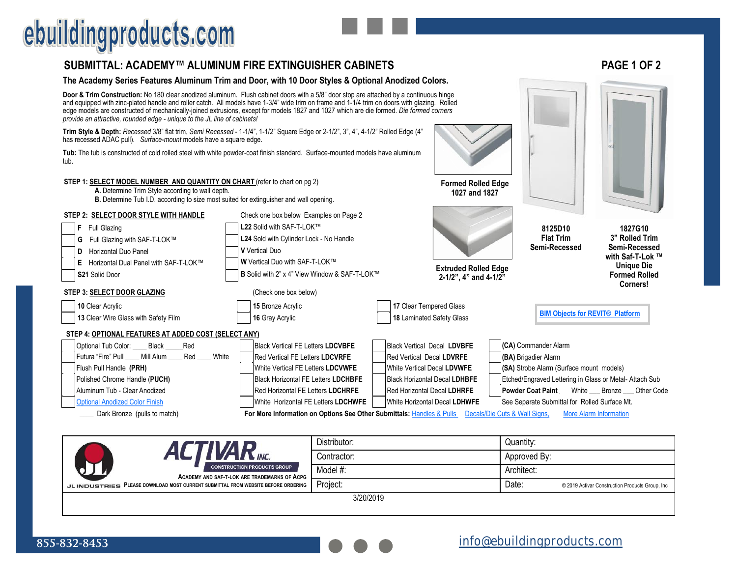# SUBMITTAL: ACADEMY™ ALUMINUM FIRE EXTINGUISHER CABINETS

**The Academy Series Features Aluminum Trim and Door, with 10 Door Styles & Optional Anodized Colors.**

**Door & Trim Construction:** No 180 clear anodized aluminum. Flush cabinet doors with a 5/8" door stop are attached by a continuous hinge and equipped with zinc-plated handle and roller catch. All models have 1-3/4" wide trim on frame and 1-1/4 trim on doors with glazing. Rolled edge models are constructed of mechanically-joined extrusions, except for models 1827 and 1027 which are die formed. *Die formed corners provide an attractive, rounded edge - unique to the JL line of cabinets!*

**Trim Style & Depth:** *Recessed* 3/8" flat trim, *Semi Recessed* - 1-1/4", 1-1/2" Square Edge or 2-1/2", 3", 4", 4-1/2" Rolled Edge (4" has recessed ADAC pull). *Surface-mount* models have a square edge.

**Tub:** The tub is constructed of cold rolled steel with white powder-coat finish standard. Surface-mounted models have aluminum tub.

**Formed Rolled Edge 1027 and 1827**

**Extruded Rolled Edge 2-1/2", 4" and 4-1/2"**

**8125D10 Flat Trim Semi-Recessed**

**1827G10 3" Rolled Trim Semi-Recessed with Saf-T-Lok ™ Unique Die Formed Rolled Corners!**

**BIM Objects for REVIT® Platform**

**STEP 1: SELECT MODEL NUMBER AND QUANTITY ON CHART** (refer to chart on pg 2)

- **A.** Determine Trim Style according to wall depth.
- **B.** Determine Tub I.D. according to size most suited for extinguisher and wall opening.

**STEP 2: SELECT DOOR STYLE WITH HANDLE** — Check one box below Examples on Page 2

- ☐ **F** Full Glazing
- ☐ **G** Full Glazing with SAF-T-LOK™
- ☐ **D** Horizontal Duo Panel
- ☐ **E** Horizontal Dual Panel with SAF-T-LOK™
- ☐ **S21** Solid Door
- ☐ **L22** Solid with SAF-T-LOK™
- ☐ **L24** Sold with Cylinder Lock - No Handle
- ☐ **V** Vertical Duo
- ☐ **W** Vertical Duo with SAF-T-LOK™
- ☐ **B** Solid with 2" x 4" View Window & SAF-T-LOK™

**STEP 3: SELECT DOOR GLAZING** (Check one box below)

- ☐ **10** Clear Acrylic
- ☐ **13** Clear Wire Glass with Safety Film
- ☐ **15** Bronze Acrylic
- ☐ **16** Gray Acrylic
- ☐ **17** Clear Tempered Glass
- ☐ **18** Laminated Safety Glass

**STEP 4: OPTIONAL FEATURES AT ADDED COST (SELECT ANY)**

- ☐ Optional Tub Color: ____ Black _____Red
- ☐ Futura "Fire" Pull ____ Mill Alum ____ Red ____ White
- ☐ Flush Pull Handle **(PRH)**
- ☐ Polished Chrome Handle (**PUCH**)
- ☐ Aluminum Tub - Clear Anodized
- ☐ Optional Anodized Color Finish
- ____ Dark Bronze (pulls to match)
- ☐ Black Vertical FE Letters **LDCVBFE**
- ☐ Red Vertical FE Letters **LDCVRFE**
- ☐ White Vertical FE Letters **LDCVWFE**
- ☐ Black Horizontal FE Letters **LDCHBFE**
- ☐ Red Horizontal FE Letters **LDCHRFE**
- ☐ White Horizontal FE Letters **LDCHWFE**
- ☐ Black Vertical Decal **LDVBFE**
- ☐ Red Vertical Decal **LDVRFE**
- ☐ White Vertical Decal **LDVWFE**
- ☐ Black Horizontal Decal **LDHBFE**
- ☐ Red Horizontal Decal **LDHRFE**
- ☐ White Horizontal Decal **LDHWFE**
- ☐ **(CA)** Commander Alarm
- ☐ **(BA)** Brigadier Alarm
- ☐ **(SA)** Strobe Alarm (Surface mount models)
- ☐ Etched/Engraved Lettering in Glass or Metal- Attach Sub
- ☐ **Powder Coat Paint** White ___ Bronze ___ Other Code

See Separate Submittal for Rolled Surface Mt.

**For More Information on Options See Other Submittals:** Handles & Pulls Decals/Die Cuts & Wall Signs, More Alarm Information

| ACTIVAR INC. CONSTRUCTION PRODUCTS GROUP — JL INDUSTRIES — ACADEMY AND SAF-T-LOK ARE TRADEMARKS OF ACPG. PLEASE DOWNLOAD MOST CURRENT SUBMITTAL FROM WEBSITE BEFORE ORDERING | Distributor: | Quantity: |
|---|---|---|
| | Contractor: | Approved By: |
| | Model #: | Architect: |
| | Project: | Date: © 2019 Activar Construction Products Group, Inc |

3/20/2019

855-832-8453

info@ebuildingproducts.com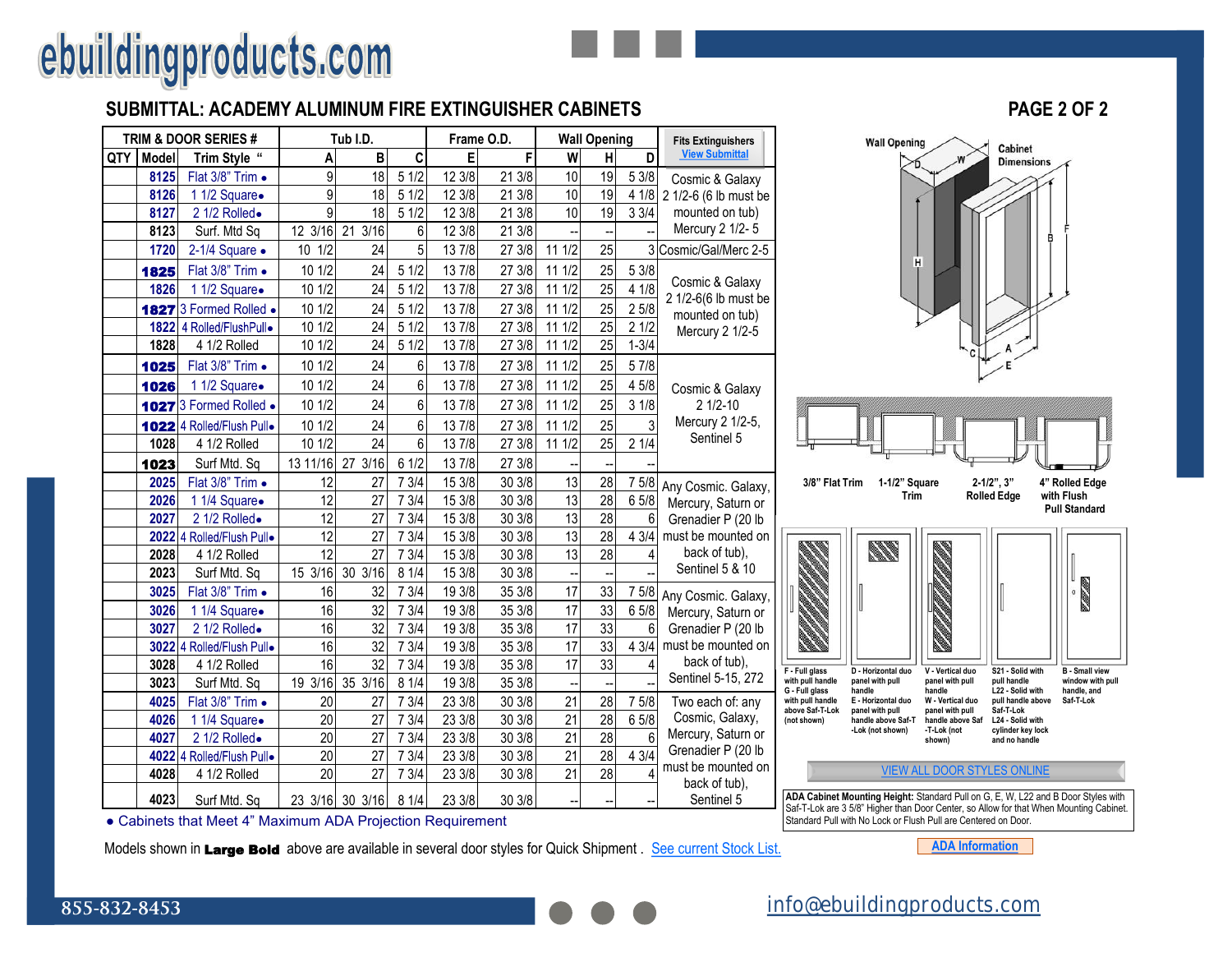# SUBMITTAL: ACADEMY ALUMINUM FIRE EXTINGUISHER CABINETS

| TRIM & DOOR SERIES # | | | Tub I.D. | | | Frame O.D. | | Wall Opening | | | Fits Extinguishers View Submittal |
|---|---|---|---|---|---|---|---|---|---|---|---|
| QTY | Model | Trim Style " | A | B | C | E | F | W | H | D | |
| | 8125 | Flat 3/8" Trim • | 9 | 18 | 5 1/2 | 12 3/8 | 21 3/8 | 10 | 19 | 5 3/8 | Cosmic & Galaxy 2 1/2-6 (6 lb must be mounted on tub) Mercury 2 1/2- 5 |
| | 8126 | 1 1/2 Square• | 9 | 18 | 5 1/2 | 12 3/8 | 21 3/8 | 10 | 19 | 4 1/8 | |
| | 8127 | 2 1/2 Rolled• | 9 | 18 | 5 1/2 | 12 3/8 | 21 3/8 | 10 | 19 | 3 3/4 | |
| | 8123 | Surf. Mtd Sq | 12 3/16 | 21 3/16 | 6 | 12 3/8 | 21 3/8 | -- | -- | -- | |
| | 1720 | 2-1/4 Square • | 10 1/2 | 24 | 5 | 13 7/8 | 27 3/8 | 11 1/2 | 25 | 3 | Cosmic/Gal/Merc 2-5 |
| | **1825** | Flat 3/8" Trim • | 10 1/2 | 24 | 5 1/2 | 13 7/8 | 27 3/8 | 11 1/2 | 25 | 5 3/8 | Cosmic & Galaxy 2 1/2-6(6 lb must be mounted on tub) Mercury 2 1/2-5 |
| | 1826 | 1 1/2 Square• | 10 1/2 | 24 | 5 1/2 | 13 7/8 | 27 3/8 | 11 1/2 | 25 | 4 1/8 | |
| | **1827** | 3 Formed Rolled • | 10 1/2 | 24 | 5 1/2 | 13 7/8 | 27 3/8 | 11 1/2 | 25 | 2 5/8 | |
| | 1822 | 4 Rolled/FlushPull• | 10 1/2 | 24 | 5 1/2 | 13 7/8 | 27 3/8 | 11 1/2 | 25 | 2 1/2 | |
| | 1828 | 4 1/2 Rolled | 10 1/2 | 24 | 5 1/2 | 13 7/8 | 27 3/8 | 11 1/2 | 25 | 1-3/4 | |
| | **1025** | Flat 3/8" Trim • | 10 1/2 | 24 | 6 | 13 7/8 | 27 3/8 | 11 1/2 | 25 | 5 7/8 | Cosmic & Galaxy 2 1/2-10 Mercury 2 1/2-5, Sentinel 5 |
| | **1026** | 1 1/2 Square• | 10 1/2 | 24 | 6 | 13 7/8 | 27 3/8 | 11 1/2 | 25 | 4 5/8 | |
| | **1027** | 3 Formed Rolled • | 10 1/2 | 24 | 6 | 13 7/8 | 27 3/8 | 11 1/2 | 25 | 3 1/8 | |
| | **1022** | 4 Rolled/Flush Pull• | 10 1/2 | 24 | 6 | 13 7/8 | 27 3/8 | 11 1/2 | 25 | 3 | |
| | 1028 | 4 1/2 Rolled | 10 1/2 | 24 | 6 | 13 7/8 | 27 3/8 | 11 1/2 | 25 | 2 1/4 | |
| | **1023** | Surf Mtd. Sq | 13 11/16 | 27 3/16 | 6 1/2 | 13 7/8 | 27 3/8 | -- | -- | -- | |
| | 2025 | Flat 3/8" Trim • | 12 | 27 | 7 3/4 | 15 3/8 | 30 3/8 | 13 | 28 | 7 5/8 | Any Cosmic. Galaxy, Mercury, Saturn or Grenadier P (20 lb must be mounted on back of tub), Sentinel 5 & 10 |
| | 2026 | 1 1/4 Square• | 12 | 27 | 7 3/4 | 15 3/8 | 30 3/8 | 13 | 28 | 6 5/8 | |
| | 2027 | 2 1/2 Rolled• | 12 | 27 | 7 3/4 | 15 3/8 | 30 3/8 | 13 | 28 | 6 | |
| | 2022 | 4 Rolled/Flush Pull• | 12 | 27 | 7 3/4 | 15 3/8 | 30 3/8 | 13 | 28 | 4 3/4 | |
| | 2028 | 4 1/2 Rolled | 12 | 27 | 7 3/4 | 15 3/8 | 30 3/8 | 13 | 28 | 4 | |
| | 2023 | Surf Mtd. Sq | 15 3/16 | 30 3/16 | 8 1/4 | 15 3/8 | 30 3/8 | -- | -- | -- | |
| | 3025 | Flat 3/8" Trim • | 16 | 32 | 7 3/4 | 19 3/8 | 35 3/8 | 17 | 33 | 7 5/8 | Any Cosmic. Galaxy, Mercury, Saturn or Grenadier P (20 lb must be mounted on back of tub), Sentinel 5-15, 272 |
| | 3026 | 1 1/4 Square• | 16 | 32 | 7 3/4 | 19 3/8 | 35 3/8 | 17 | 33 | 6 5/8 | |
| | 3027 | 2 1/2 Rolled• | 16 | 32 | 7 3/4 | 19 3/8 | 35 3/8 | 17 | 33 | 6 | |
| | 3022 | 4 Rolled/Flush Pull• | 16 | 32 | 7 3/4 | 19 3/8 | 35 3/8 | 17 | 33 | 4 3/4 | |
| | 3028 | 4 1/2 Rolled | 16 | 32 | 7 3/4 | 19 3/8 | 35 3/8 | 17 | 33 | 4 | |
| | 3023 | Surf Mtd. Sq | 19 3/16 | 35 3/16 | 8 1/4 | 19 3/8 | 35 3/8 | -- | -- | -- | |
| | 4025 | Flat 3/8" Trim • | 20 | 27 | 7 3/4 | 23 3/8 | 30 3/8 | 21 | 28 | 7 5/8 | Two each of: any Cosmic, Galaxy, Mercury, Saturn or Grenadier P (20 lb must be mounted on back of tub), Sentinel 5 |
| | 4026 | 1 1/4 Square• | 20 | 27 | 7 3/4 | 23 3/8 | 30 3/8 | 21 | 28 | 6 5/8 | |
| | 4027 | 2 1/2 Rolled• | 20 | 27 | 7 3/4 | 23 3/8 | 30 3/8 | 21 | 28 | 6 | |
| | 4022 | 4 Rolled/Flush Pull• | 20 | 27 | 7 3/4 | 23 3/8 | 30 3/8 | 21 | 28 | 4 3/4 | |
| | 4028 | 4 1/2 Rolled | 20 | 27 | 7 3/4 | 23 3/8 | 30 3/8 | 21 | 28 | 4 | |
| | 4023 | Surf Mtd. Sq | 23 3/16 | 30 3/16 | 8 1/4 | 23 3/8 | 30 3/8 | -- | -- | -- | |

• Cabinets that Meet 4" Maximum ADA Projection Requirement

Models shown in **Large Bold** above are available in several door styles for Quick Shipment . See current Stock List.

Wall Opening
Cabinet Dimensions
D W H B F C A E

3/8" Flat Trim
1-1/2" Square Trim
2-1/2", 3" Rolled Edge
4" Rolled Edge with Flush Pull Standard

F - Full glass with pull handle
G - Full glass with pull handle above Saf-T-Lok (not shown)

D - Horizontal duo panel with pull handle
E - Horizontal duo panel with pull handle above Saf-T-Lok (not shown)

V - Vertical duo panel with pull handle
W - Vertical duo panel with pull handle above Saf-T-Lok (not shown)

S21 - Solid with pull handle
L22 - Solid with pull handle above Saf-T-Lok
L24 - Solid with cylinder key lock and no handle

B - Small view window with pull handle, and Saf-T-Lok

VIEW ALL DOOR STYLES ONLINE

**ADA Cabinet Mounting Height:** Standard Pull on G, E, W, L22 and B Door Styles with Saf-T-Lok are 3 5/8" Higher than Door Center, so Allow for that When Mounting Cabinet. Standard Pull with No Lock or Flush Pull are Centered on Door.

ADA Information

855-832-8453

info@ebuildingproducts.com